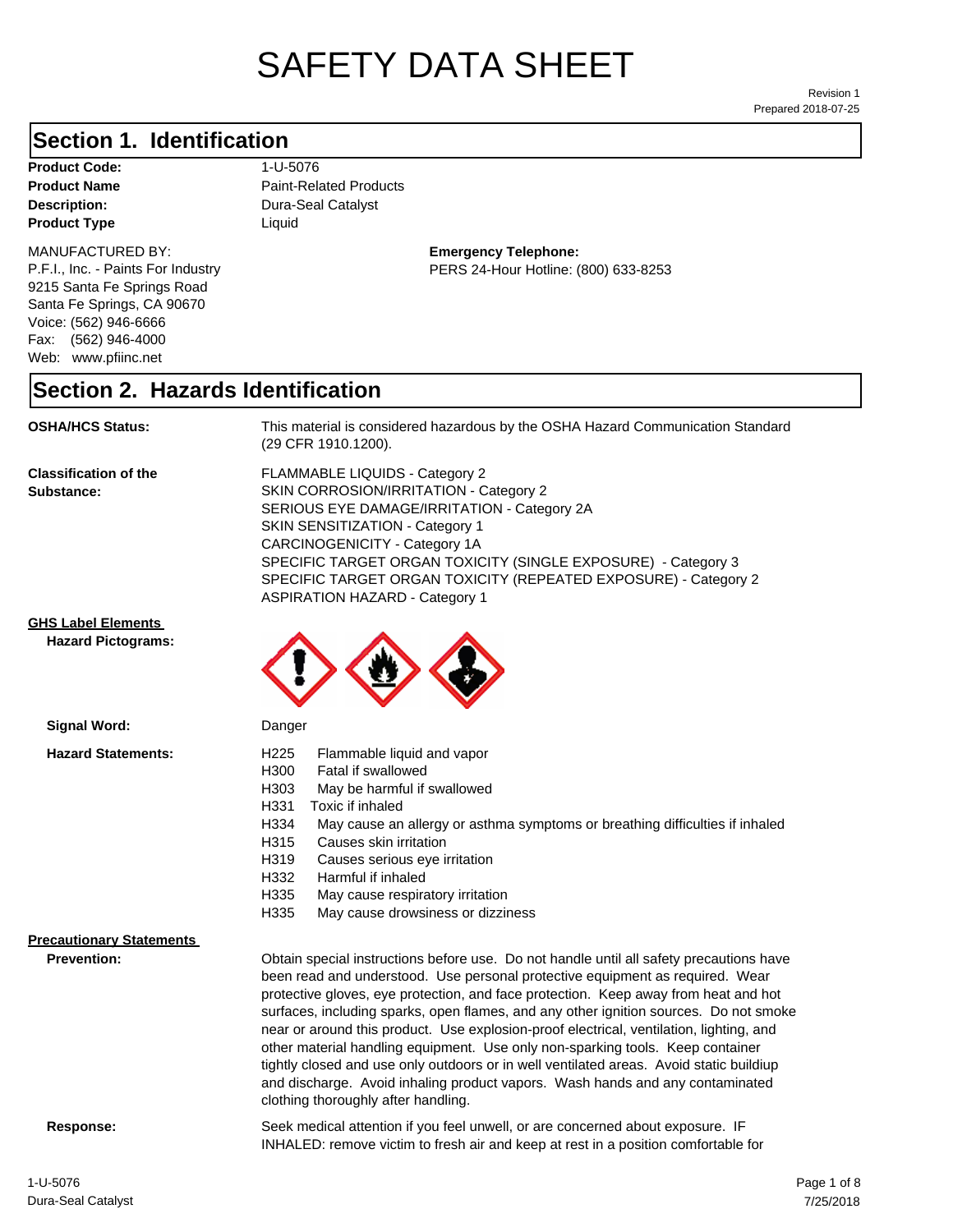# SAFETY DATA SHEET

Revision 1
Prepared 2018-07-25

## Section 1. Identification

**Product Code:** 1-U-5076
**Product Name** Paint-Related Products
**Description:** Dura-Seal Catalyst
**Product Type** Liquid

MANUFACTURED BY:
P.F.I., Inc. - Paints For Industry
9215 Santa Fe Springs Road
Santa Fe Springs, CA 90670
Voice: (562) 946-6666
Fax: (562) 946-4000
Web: www.pfiinc.net

**Emergency Telephone:**
PERS 24-Hour Hotline: (800) 633-8253

## Section 2. Hazards Identification

**OSHA/HCS Status:** This material is considered hazardous by the OSHA Hazard Communication Standard (29 CFR 1910.1200).

**Classification of the Substance:**
FLAMMABLE LIQUIDS - Category 2
SKIN CORROSION/IRRITATION - Category 2
SERIOUS EYE DAMAGE/IRRITATION - Category 2A
SKIN SENSITIZATION - Category 1
CARCINOGENICITY - Category 1A
SPECIFIC TARGET ORGAN TOXICITY (SINGLE EXPOSURE) - Category 3
SPECIFIC TARGET ORGAN TOXICITY (REPEATED EXPOSURE) - Category 2
ASPIRATION HAZARD - Category 1

**GHS Label Elements**

**Hazard Pictograms:**

**Signal Word:** Danger

**Hazard Statements:**
H225 Flammable liquid and vapor
H300 Fatal if swallowed
H303 May be harmful if swallowed
H331 Toxic if inhaled
H334 May cause an allergy or asthma symptoms or breathing difficulties if inhaled
H315 Causes skin irritation
H319 Causes serious eye irritation
H332 Harmful if inhaled
H335 May cause respiratory irritation
H335 May cause drowsiness or dizziness

**Precautionary Statements**

**Prevention:** Obtain special instructions before use. Do not handle until all safety precautions have been read and understood. Use personal protective equipment as required. Wear protective gloves, eye protection, and face protection. Keep away from heat and hot surfaces, including sparks, open flames, and any other ignition sources. Do not smoke near or around this product. Use explosion-proof electrical, ventilation, lighting, and other material handling equipment. Use only non-sparking tools. Keep container tightly closed and use only outdoors or in well ventilated areas. Avoid static buildiup and discharge. Avoid inhaling product vapors. Wash hands and any contaminated clothing thoroughly after handling.

**Response:** Seek medical attention if you feel unwell, or are concerned about exposure. IF INHALED: remove victim to fresh air and keep at rest in a position comfortable for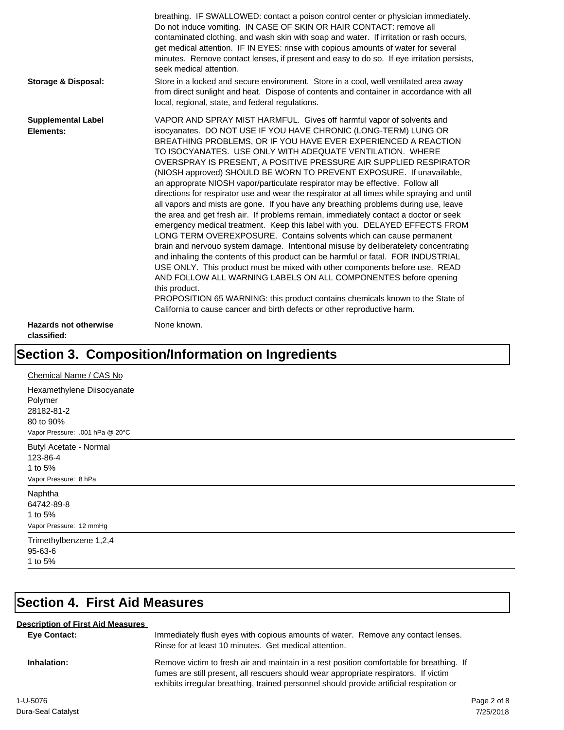breathing. IF SWALLOWED: contact a poison control center or physician immediately. Do not induce vomiting. IN CASE OF SKIN OR HAIR CONTACT: remove all contaminated clothing, and wash skin with soap and water. If irritation or rash occurs, get medical attention. IF IN EYES: rinse with copious amounts of water for several minutes. Remove contact lenses, if present and easy to do so. If eye irritation persists, seek medical attention.

**Storage & Disposal:** Store in a locked and secure environment. Store in a cool, well ventilated area away from direct sunlight and heat. Dispose of contents and container in accordance with all local, regional, state, and federal regulations.

**Supplemental Label Elements:** VAPOR AND SPRAY MIST HARMFUL. Gives off harmful vapor of solvents and isocyanates. DO NOT USE IF YOU HAVE CHRONIC (LONG-TERM) LUNG OR BREATHING PROBLEMS, OR IF YOU HAVE EVER EXPERIENCED A REACTION TO ISOCYANATES. USE ONLY WITH ADEQUATE VENTILATION. WHERE OVERSPRAY IS PRESENT, A POSITIVE PRESSURE AIR SUPPLIED RESPIRATOR (NIOSH approved) SHOULD BE WORN TO PREVENT EXPOSURE. If unavailable, an appropraite NIOSH vapor/particulate respirator may be effective. Follow all directions for respirator use and wear the respirator at all times while spraying and until all vapors and mists are gone. If you have any breathing problems during use, leave the area and get fresh air. If problems remain, immediately contact a doctor or seek emergency medical treatment. Keep this label with you. DELAYED EFFECTS FROM LONG TERM OVEREXPOSURE. Contains solvents which can cause permanent brain and nervouo system damage. Intentional misuse by deliberatelety concentrating and inhaling the contents of this product can be harmful or fatal. FOR INDUSTRIAL USE ONLY. This product must be mixed with other components before use. READ AND FOLLOW ALL WARNING LABELS ON ALL COMPONENTES before opening this product.
PROPOSITION 65 WARNING: this product contains chemicals known to the State of California to cause cancer and birth defects or other reproductive harm.

**Hazards not otherwise classified:** None known.

# Section 3. Composition/Information on Ingredients

Chemical Name / CAS No

Hexamethylene Diisocyanate Polymer
28182-81-2
80 to 90%
Vapor Pressure: .001 hPa @ 20°C

---

Butyl Acetate - Normal
123-86-4
1 to 5%
Vapor Pressure: 8 hPa

---

Naphtha
64742-89-8
1 to 5%
Vapor Pressure: 12 mmHg

---

Trimethylbenzene 1,2,4
95-63-6
1 to 5%

---

# Section 4. First Aid Measures

**Description of First Aid Measures**

**Eye Contact:** Immediately flush eyes with copious amounts of water. Remove any contact lenses. Rinse for at least 10 minutes. Get medical attention.

**Inhalation:** Remove victim to fresh air and maintain in a rest position comfortable for breathing. If fumes are still present, all rescuers should wear appropriate respirators. If victim exhibits irregular breathing, trained personnel should provide artificial respiration or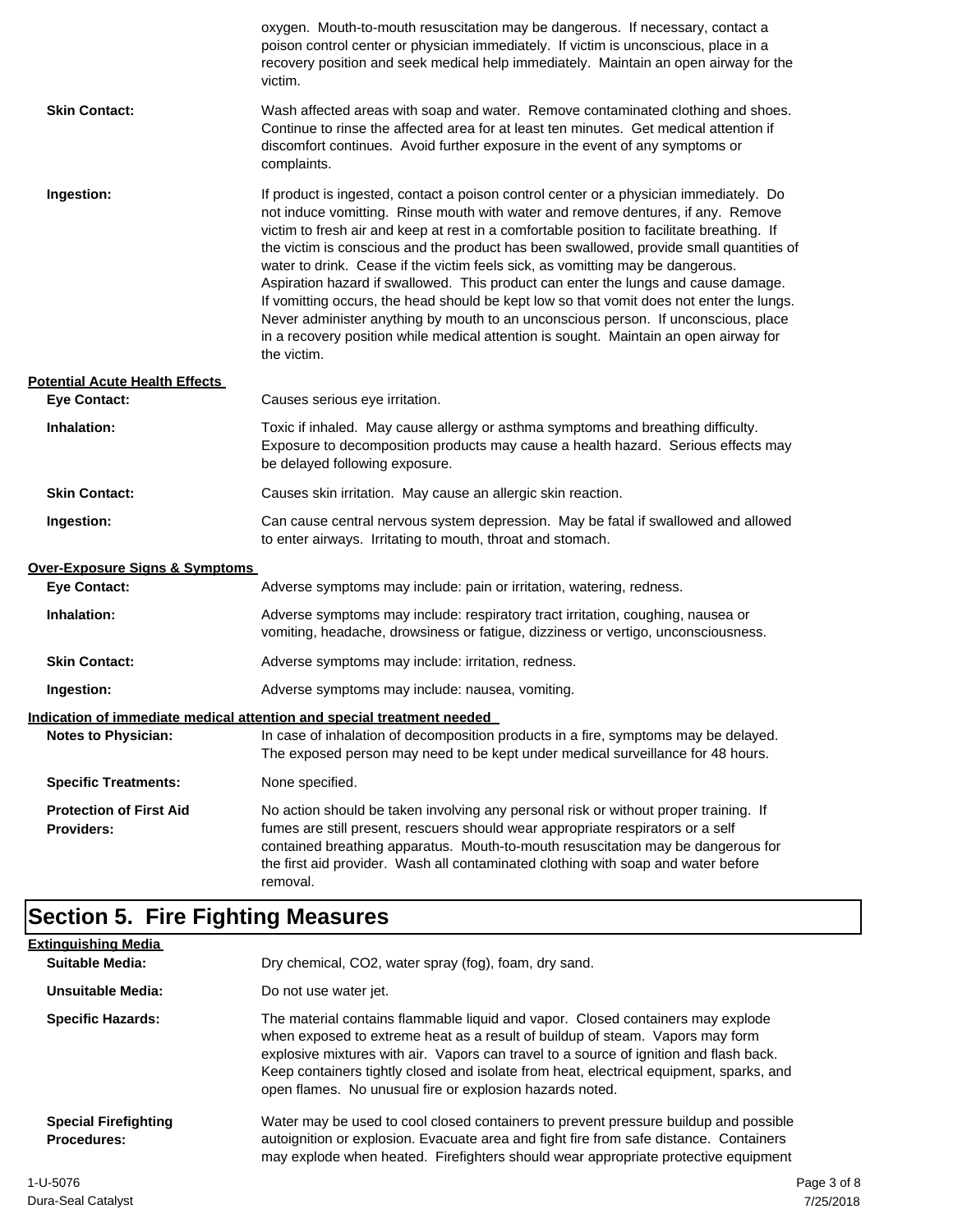oxygen. Mouth-to-mouth resuscitation may be dangerous. If necessary, contact a poison control center or physician immediately. If victim is unconscious, place in a recovery position and seek medical help immediately. Maintain an open airway for the victim.

**Skin Contact:** Wash affected areas with soap and water. Remove contaminated clothing and shoes. Continue to rinse the affected area for at least ten minutes. Get medical attention if discomfort continues. Avoid further exposure in the event of any symptoms or complaints.

**Ingestion:** If product is ingested, contact a poison control center or a physician immediately. Do not induce vomitting. Rinse mouth with water and remove dentures, if any. Remove victim to fresh air and keep at rest in a comfortable position to facilitate breathing. If the victim is conscious and the product has been swallowed, provide small quantities of water to drink. Cease if the victim feels sick, as vomitting may be dangerous. Aspiration hazard if swallowed. This product can enter the lungs and cause damage. If vomitting occurs, the head should be kept low so that vomit does not enter the lungs. Never administer anything by mouth to an unconscious person. If unconscious, place in a recovery position while medical attention is sought. Maintain an open airway for the victim.

**Potential Acute Health Effects**

**Eye Contact:** Causes serious eye irritation.

**Inhalation:** Toxic if inhaled. May cause allergy or asthma symptoms and breathing difficulty. Exposure to decomposition products may cause a health hazard. Serious effects may be delayed following exposure.

**Skin Contact:** Causes skin irritation. May cause an allergic skin reaction.

**Ingestion:** Can cause central nervous system depression. May be fatal if swallowed and allowed to enter airways. Irritating to mouth, throat and stomach.

**Over-Exposure Signs & Symptoms**

**Eye Contact:** Adverse symptoms may include: pain or irritation, watering, redness.

**Inhalation:** Adverse symptoms may include: respiratory tract irritation, coughing, nausea or vomiting, headache, drowsiness or fatigue, dizziness or vertigo, unconsciousness.

**Skin Contact:** Adverse symptoms may include: irritation, redness.

**Ingestion:** Adverse symptoms may include: nausea, vomiting.

**Indication of immediate medical attention and special treatment needed**

**Notes to Physician:** In case of inhalation of decomposition products in a fire, symptoms may be delayed. The exposed person may need to be kept under medical surveillance for 48 hours.

**Specific Treatments:** None specified.

**Protection of First Aid Providers:** No action should be taken involving any personal risk or without proper training. If fumes are still present, rescuers should wear appropriate respirators or a self contained breathing apparatus. Mouth-to-mouth resuscitation may be dangerous for the first aid provider. Wash all contaminated clothing with soap and water before removal.

# Section 5. Fire Fighting Measures

**Extinguishing Media**

**Suitable Media:** Dry chemical, $CO_2$, water spray (fog), foam, dry sand.

**Unsuitable Media:** Do not use water jet.

**Specific Hazards:** The material contains flammable liquid and vapor. Closed containers may explode when exposed to extreme heat as a result of buildup of steam. Vapors may form explosive mixtures with air. Vapors can travel to a source of ignition and flash back. Keep containers tightly closed and isolate from heat, electrical equipment, sparks, and open flames. No unusual fire or explosion hazards noted.

**Special Firefighting Procedures:** Water may be used to cool closed containers to prevent pressure buildup and possible autoignition or explosion. Evacuate area and fight fire from safe distance. Containers may explode when heated. Firefighters should wear appropriate protective equipment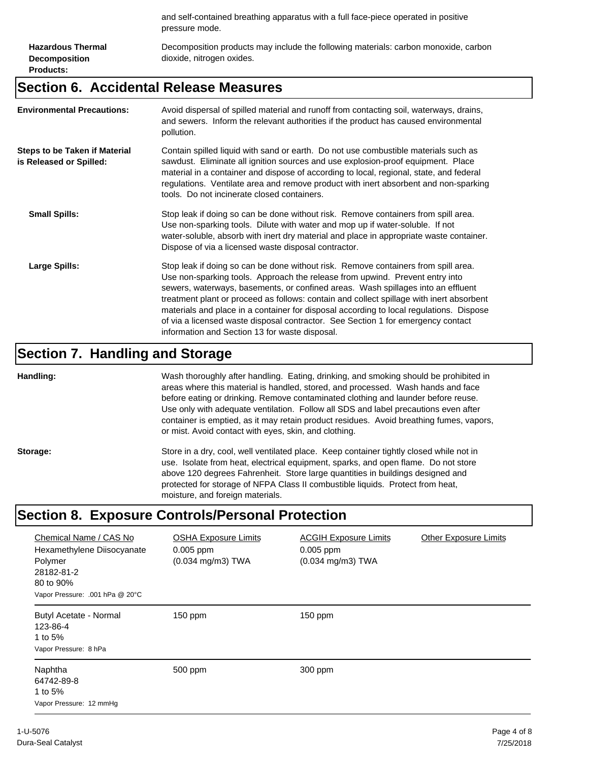and self-contained breathing apparatus with a full face-piece operated in positive pressure mode.

**Hazardous Thermal Decomposition Products:** Decomposition products may include the following materials: carbon monoxide, carbon dioxide, nitrogen oxides.

## Section 6. Accidental Release Measures

**Environmental Precautions:** Avoid dispersal of spilled material and runoff from contacting soil, waterways, drains, and sewers. Inform the relevant authorities if the product has caused environmental pollution.

**Steps to be Taken if Material is Released or Spilled:** Contain spilled liquid with sand or earth. Do not use combustible materials such as sawdust. Eliminate all ignition sources and use explosion-proof equipment. Place material in a container and dispose of according to local, regional, state, and federal regulations. Ventilate area and remove product with inert absorbent and non-sparking tools. Do not incinerate closed containers.

**Small Spills:** Stop leak if doing so can be done without risk. Remove containers from spill area. Use non-sparking tools. Dilute with water and mop up if water-soluble. If not water-soluble, absorb with inert dry material and place in appropriate waste container. Dispose of via a licensed waste disposal contractor.

**Large Spills:** Stop leak if doing so can be done without risk. Remove containers from spill area. Use non-sparking tools. Approach the release from upwind. Prevent entry into sewers, waterways, basements, or confined areas. Wash spillages into an effluent treatment plant or proceed as follows: contain and collect spillage with inert absorbent materials and place in a container for disposal according to local regulations. Dispose of via a licensed waste disposal contractor. See Section 1 for emergency contact information and Section 13 for waste disposal.

## Section 7. Handling and Storage

**Handling:** Wash thoroughly after handling. Eating, drinking, and smoking should be prohibited in areas where this material is handled, stored, and processed. Wash hands and face before eating or drinking. Remove contaminated clothing and launder before reuse. Use only with adequate ventilation. Follow all SDS and label precautions even after container is emptied, as it may retain product residues. Avoid breathing fumes, vapors, or mist. Avoid contact with eyes, skin, and clothing.

**Storage:** Store in a dry, cool, well ventilated place. Keep container tightly closed while not in use. Isolate from heat, electrical equipment, sparks, and open flame. Do not store above 120 degrees Fahrenheit. Store large quantities in buildings designed and protected for storage of NFPA Class II combustible liquids. Protect from heat, moisture, and foreign materials.

## Section 8. Exposure Controls/Personal Protection

| Chemical Name / CAS No | OSHA Exposure Limits | ACGIH Exposure Limits | Other Exposure Limits |
|---|---|---|---|
| Hexamethylene Diisocyanate Polymer<br>28182-81-2<br>80 to 90%<br>Vapor Pressure: .001 hPa @ 20°C | 0.005 ppm<br>(0.034 mg/m3) TWA | 0.005 ppm<br>(0.034 mg/m3) TWA | |
| Butyl Acetate - Normal<br>123-86-4<br>1 to 5%<br>Vapor Pressure: 8 hPa | 150 ppm | 150 ppm | |
| Naphtha<br>64742-89-8<br>1 to 5%<br>Vapor Pressure: 12 mmHg | 500 ppm | 300 ppm | |

1-U-5076
Dura-Seal Catalyst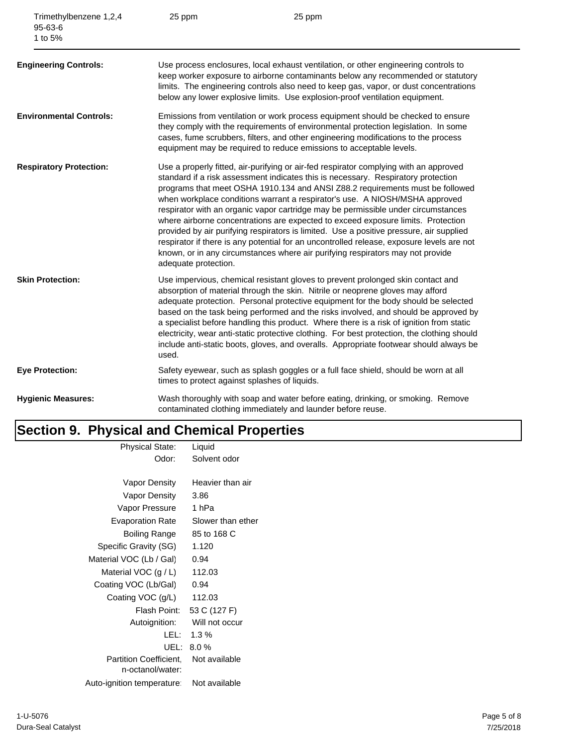| | | |
|---|---|---|
| Trimethylbenzene 1,2,4<br>95-63-6<br>1 to 5% | 25 ppm | 25 ppm |

**Engineering Controls:** Use process enclosures, local exhaust ventilation, or other engineering controls to keep worker exposure to airborne contaminants below any recommended or statutory limits. The engineering controls also need to keep gas, vapor, or dust concentrations below any lower explosive limits. Use explosion-proof ventilation equipment.

**Environmental Controls:** Emissions from ventilation or work process equipment should be checked to ensure they comply with the requirements of environmental protection legislation. In some cases, fume scrubbers, filters, and other engineering modifications to the process equipment may be required to reduce emissions to acceptable levels.

**Respiratory Protection:** Use a properly fitted, air-purifying or air-fed respirator complying with an approved standard if a risk assessment indicates this is necessary. Respiratory protection programs that meet OSHA 1910.134 and ANSI Z88.2 requirements must be followed when workplace conditions warrant a respirator's use. A NIOSH/MSHA approved respirator with an organic vapor cartridge may be permissible under circumstances where airborne concentrations are expected to exceed exposure limits. Protection provided by air purifying respirators is limited. Use a positive pressure, air supplied respirator if there is any potential for an uncontrolled release, exposure levels are not known, or in any circumstances where air purifying respirators may not provide adequate protection.

**Skin Protection:** Use impervious, chemical resistant gloves to prevent prolonged skin contact and absorption of material through the skin. Nitrile or neoprene gloves may afford adequate protection. Personal protective equipment for the body should be selected based on the task being performed and the risks involved, and should be approved by a specialist before handling this product. Where there is a risk of ignition from static electricity, wear anti-static protective clothing. For best protection, the clothing should include anti-static boots, gloves, and overalls. Appropriate footwear should always be used.

**Eye Protection:** Safety eyewear, such as splash goggles or a full face shield, should be worn at all times to protect against splashes of liquids.

**Hygienic Measures:** Wash thoroughly with soap and water before eating, drinking, or smoking. Remove contaminated clothing immediately and launder before reuse.

# Section 9. Physical and Chemical Properties

| Property | Value |
|---|---|
| Physical State: | Liquid |
| Odor: | Solvent odor |
| Vapor Density | Heavier than air |
| Vapor Density | 3.86 |
| Vapor Pressure | 1 hPa |
| Evaporation Rate | Slower than ether |
| Boiling Range | 85 to 168 C |
| Specific Gravity (SG) | 1.120 |
| Material VOC (Lb / Gal) | 0.94 |
| Material VOC (g / L) | 112.03 |
| Coating VOC (Lb/Gal) | 0.94 |
| Coating VOC (g/L) | 112.03 |
| Flash Point: | 53 C (127 F) |
| Autoignition: | Will not occur |
| LEL: | 1.3 % |
| UEL: | 8.0 % |
| Partition Coefficient, n-octanol/water: | Not available |
| Auto-ignition temperature: | Not available |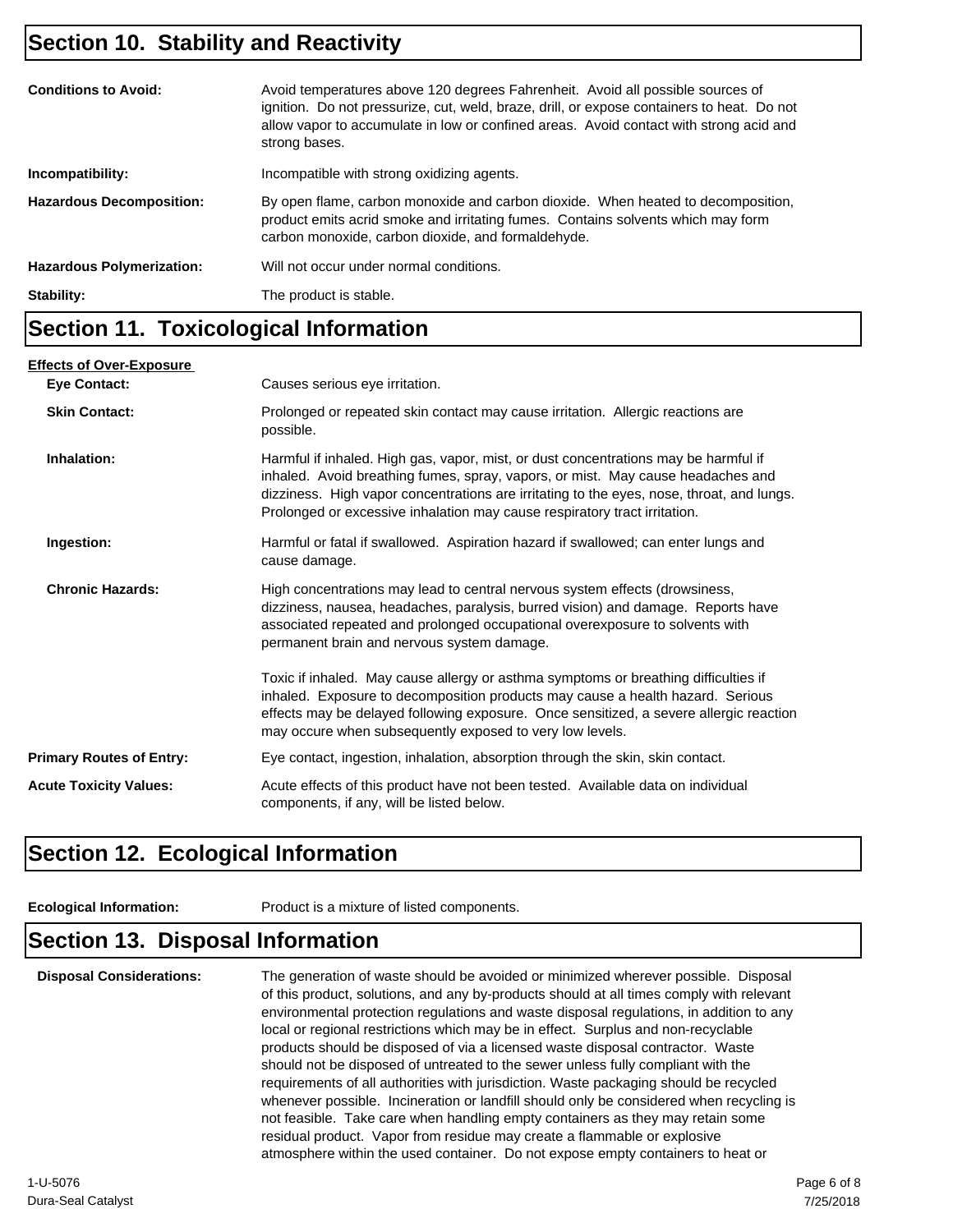## Section 10. Stability and Reactivity

**Conditions to Avoid:** Avoid temperatures above 120 degrees Fahrenheit. Avoid all possible sources of ignition. Do not pressurize, cut, weld, braze, drill, or expose containers to heat. Do not allow vapor to accumulate in low or confined areas. Avoid contact with strong acid and strong bases.

**Incompatibility:** Incompatible with strong oxidizing agents.

**Hazardous Decomposition:** By open flame, carbon monoxide and carbon dioxide. When heated to decomposition, product emits acrid smoke and irritating fumes. Contains solvents which may form carbon monoxide, carbon dioxide, and formaldehyde.

**Hazardous Polymerization:** Will not occur under normal conditions.

**Stability:** The product is stable.

## Section 11. Toxicological Information

**Effects of Over-Exposure**

**Eye Contact:** Causes serious eye irritation.

**Skin Contact:** Prolonged or repeated skin contact may cause irritation. Allergic reactions are possible.

**Inhalation:** Harmful if inhaled. High gas, vapor, mist, or dust concentrations may be harmful if inhaled. Avoid breathing fumes, spray, vapors, or mist. May cause headaches and dizziness. High vapor concentrations are irritating to the eyes, nose, throat, and lungs. Prolonged or excessive inhalation may cause respiratory tract irritation.

**Ingestion:** Harmful or fatal if swallowed. Aspiration hazard if swallowed; can enter lungs and cause damage.

**Chronic Hazards:** High concentrations may lead to central nervous system effects (drowsiness, dizziness, nausea, headaches, paralysis, burred vision) and damage. Reports have associated repeated and prolonged occupational overexposure to solvents with permanent brain and nervous system damage.

Toxic if inhaled. May cause allergy or asthma symptoms or breathing difficulties if inhaled. Exposure to decomposition products may cause a health hazard. Serious effects may be delayed following exposure. Once sensitized, a severe allergic reaction may occure when subsequently exposed to very low levels.

**Primary Routes of Entry:** Eye contact, ingestion, inhalation, absorption through the skin, skin contact.

**Acute Toxicity Values:** Acute effects of this product have not been tested. Available data on individual components, if any, will be listed below.

## Section 12. Ecological Information

**Ecological Information:** Product is a mixture of listed components.

## Section 13. Disposal Information

**Disposal Considerations:** The generation of waste should be avoided or minimized wherever possible. Disposal of this product, solutions, and any by-products should at all times comply with relevant environmental protection regulations and waste disposal regulations, in addition to any local or regional restrictions which may be in effect. Surplus and non-recyclable products should be disposed of via a licensed waste disposal contractor. Waste should not be disposed of untreated to the sewer unless fully compliant with the requirements of all authorities with jurisdiction. Waste packaging should be recycled whenever possible. Incineration or landfill should only be considered when recycling is not feasible. Take care when handling empty containers as they may retain some residual product. Vapor from residue may create a flammable or explosive atmosphere within the used container. Do not expose empty containers to heat or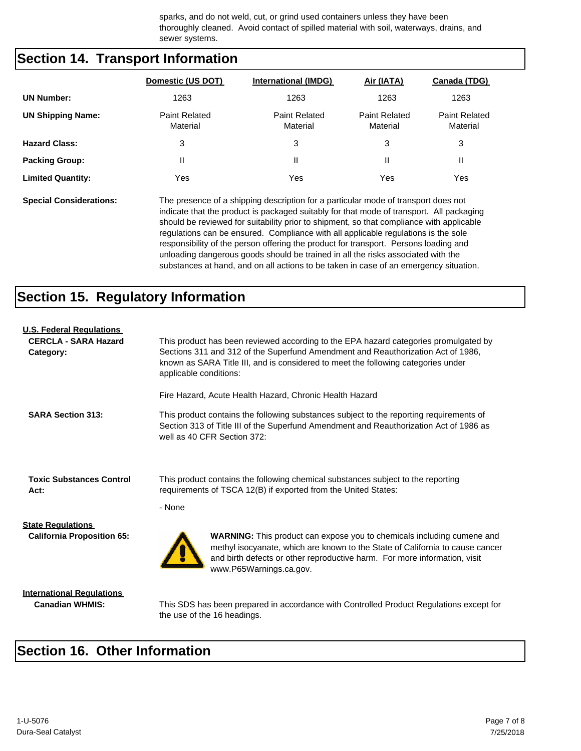sparks, and do not weld, cut, or grind used containers unless they have been thoroughly cleaned. Avoid contact of spilled material with soil, waterways, drains, and sewer systems.

## Section 14. Transport Information

| | Domestic (US DOT) | International (IMDG) | Air (IATA) | Canada (TDG) |
|---|---|---|---|---|
| **UN Number:** | 1263 | 1263 | 1263 | 1263 |
| **UN Shipping Name:** | Paint Related Material | Paint Related Material | Paint Related Material | Paint Related Material |
| **Hazard Class:** | 3 | 3 | 3 | 3 |
| **Packing Group:** | II | II | II | II |
| **Limited Quantity:** | Yes | Yes | Yes | Yes |

**Special Considerations:** The presence of a shipping description for a particular mode of transport does not indicate that the product is packaged suitably for that mode of transport. All packaging should be reviewed for suitability prior to shipment, so that compliance with applicable regulations can be ensured. Compliance with all applicable regulations is the sole responsibility of the person offering the product for transport. Persons loading and unloading dangerous goods should be trained in all the risks associated with the substances at hand, and on all actions to be taken in case of an emergency situation.

## Section 15. Regulatory Information

**U.S. Federal Regulations**

**CERCLA - SARA Hazard Category:** This product has been reviewed according to the EPA hazard categories promulgated by Sections 311 and 312 of the Superfund Amendment and Reauthorization Act of 1986, known as SARA Title III, and is considered to meet the following categories under applicable conditions:

Fire Hazard, Acute Health Hazard, Chronic Health Hazard

**SARA Section 313:** This product contains the following substances subject to the reporting requirements of Section 313 of Title III of the Superfund Amendment and Reauthorization Act of 1986 as well as 40 CFR Section 372:

**Toxic Substances Control Act:** This product contains the following chemical substances subject to the reporting requirements of TSCA 12(B) if exported from the United States:

- None

**State Regulations**

**California Proposition 65:** **WARNING:** This product can expose you to chemicals including cumene and methyl isocyanate, which are known to the State of California to cause cancer and birth defects or other reproductive harm. For more information, visit www.P65Warnings.ca.gov.

**International Regulations**

**Canadian WHMIS:** This SDS has been prepared in accordance with Controlled Product Regulations except for the use of the 16 headings.

## Section 16. Other Information

1-U-5076
Dura-Seal Catalyst
7/25/2018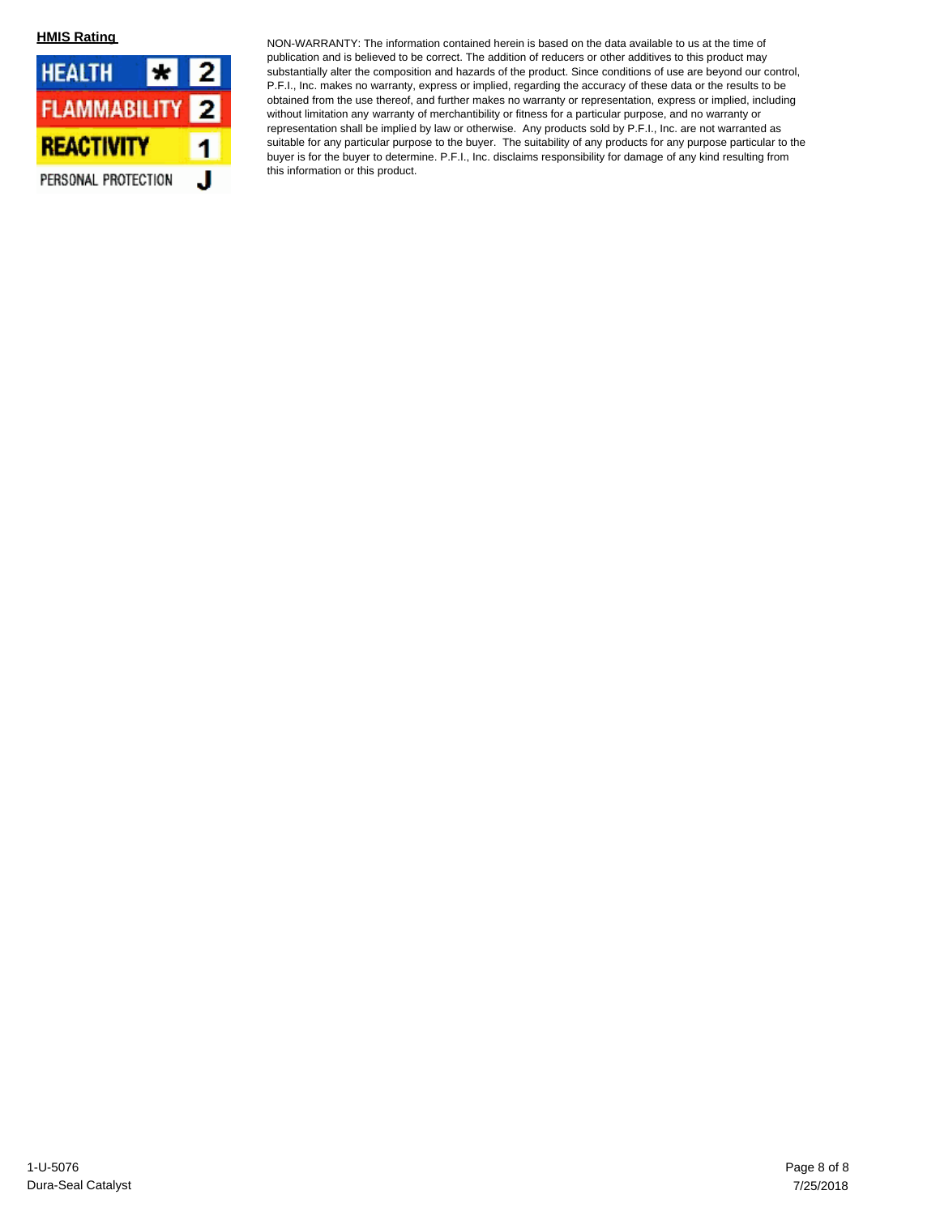**HMIS Rating**

| | | |
|---|---|---|
| HEALTH | * | 2 |
| FLAMMABILITY | | 2 |
| REACTIVITY | | 1 |
| PERSONAL PROTECTION | | J |

NON-WARRANTY: The information contained herein is based on the data available to us at the time of publication and is believed to be correct. The addition of reducers or other additives to this product may substantially alter the composition and hazards of the product. Since conditions of use are beyond our control, P.F.I., Inc. makes no warranty, express or implied, regarding the accuracy of these data or the results to be obtained from the use thereof, and further makes no warranty or representation, express or implied, including without limitation any warranty of merchantibility or fitness for a particular purpose, and no warranty or representation shall be implied by law or otherwise. Any products sold by P.F.I., Inc. are not warranted as suitable for any particular purpose to the buyer. The suitability of any products for any purpose particular to the buyer is for the buyer to determine. P.F.I., Inc. disclaims responsibility for damage of any kind resulting from this information or this product.